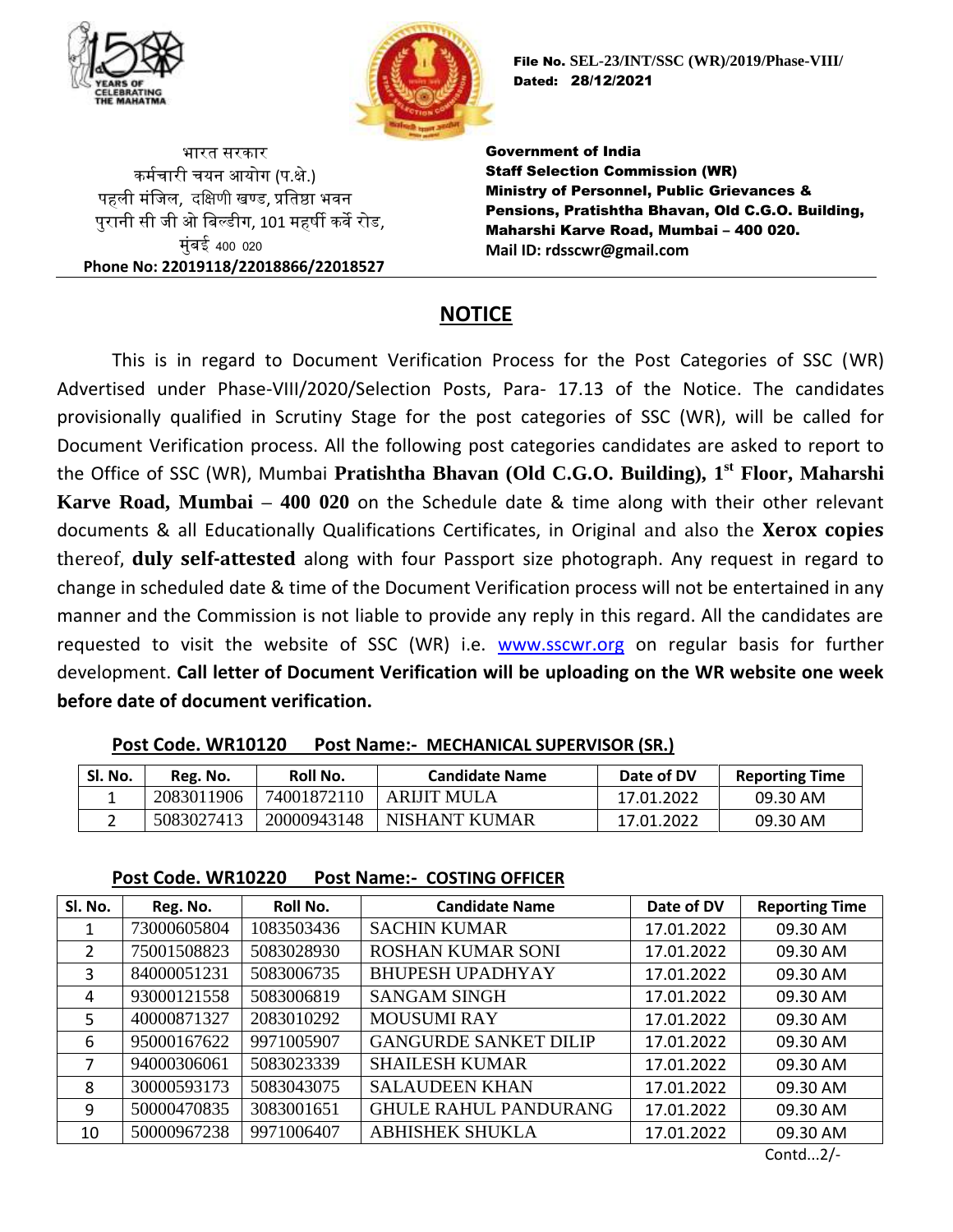File No. SEL-23/INT/SSC (WR)/2019/Phase-VIII/
Dated: 28/12/2021

भारत सरकार
कर्मचारी चयन आयोग (प.क्षे.)
पहली मंजिल, दक्षिणी खण्ड, प्रतिष्ठा भवन
पुरानी सी जी ओ बिल्डीग, 101 महर्षी कर्वे रोड,
मुंबई 400 020
**Phone No: 22019118/22018866/22018527**

**Government of India**
**Staff Selection Commission (WR)**
**Ministry of Personnel, Public Grievances & Pensions, Pratishtha Bhavan, Old C.G.O. Building, Maharshi Karve Road, Mumbai – 400 020.**
**Mail ID: rdsscwr@gmail.com**

# NOTICE

This is in regard to Document Verification Process for the Post Categories of SSC (WR) Advertised under Phase-VIII/2020/Selection Posts, Para- 17.13 of the Notice. The candidates provisionally qualified in Scrutiny Stage for the post categories of SSC (WR), will be called for Document Verification process. All the following post categories candidates are asked to report to the Office of SSC (WR), Mumbai **Pratishtha Bhavan (Old C.G.O. Building), 1st Floor, Maharshi Karve Road, Mumbai – 400 020** on the Schedule date & time along with their other relevant documents & all Educationally Qualifications Certificates, in Original and also the **Xerox copies** thereof, **duly self-attested** along with four Passport size photograph. Any request in regard to change in scheduled date & time of the Document Verification process will not be entertained in any manner and the Commission is not liable to provide any reply in this regard. All the candidates are requested to visit the website of SSC (WR) i.e. www.sscwr.org on regular basis for further development. **Call letter of Document Verification will be uploading on the WR website one week before date of document verification.**

**Post Code. WR10120 Post Name:- MECHANICAL SUPERVISOR (SR.)**

| Sl. No. | Reg. No. | Roll No. | Candidate Name | Date of DV | Reporting Time |
|---|---|---|---|---|---|
| 1 | 2083011906 | 74001872110 | ARIJIT MULA | 17.01.2022 | 09.30 AM |
| 2 | 5083027413 | 20000943148 | NISHANT KUMAR | 17.01.2022 | 09.30 AM |

**Post Code. WR10220 Post Name:- COSTING OFFICER**

| Sl. No. | Reg. No. | Roll No. | Candidate Name | Date of DV | Reporting Time |
|---|---|---|---|---|---|
| 1 | 73000605804 | 1083503436 | SACHIN KUMAR | 17.01.2022 | 09.30 AM |
| 2 | 75001508823 | 5083028930 | ROSHAN KUMAR SONI | 17.01.2022 | 09.30 AM |
| 3 | 84000051231 | 5083006735 | BHUPESH UPADHYAY | 17.01.2022 | 09.30 AM |
| 4 | 93000121558 | 5083006819 | SANGAM SINGH | 17.01.2022 | 09.30 AM |
| 5 | 40000871327 | 2083010292 | MOUSUMI RAY | 17.01.2022 | 09.30 AM |
| 6 | 95000167622 | 9971005907 | GANGURDE SANKET DILIP | 17.01.2022 | 09.30 AM |
| 7 | 94000306061 | 5083023339 | SHAILESH KUMAR | 17.01.2022 | 09.30 AM |
| 8 | 30000593173 | 5083043075 | SALAUDEEN KHAN | 17.01.2022 | 09.30 AM |
| 9 | 50000470835 | 3083001651 | GHULE RAHUL PANDURANG | 17.01.2022 | 09.30 AM |
| 10 | 50000967238 | 9971006407 | ABHISHEK SHUKLA | 17.01.2022 | 09.30 AM |

Contd...2/-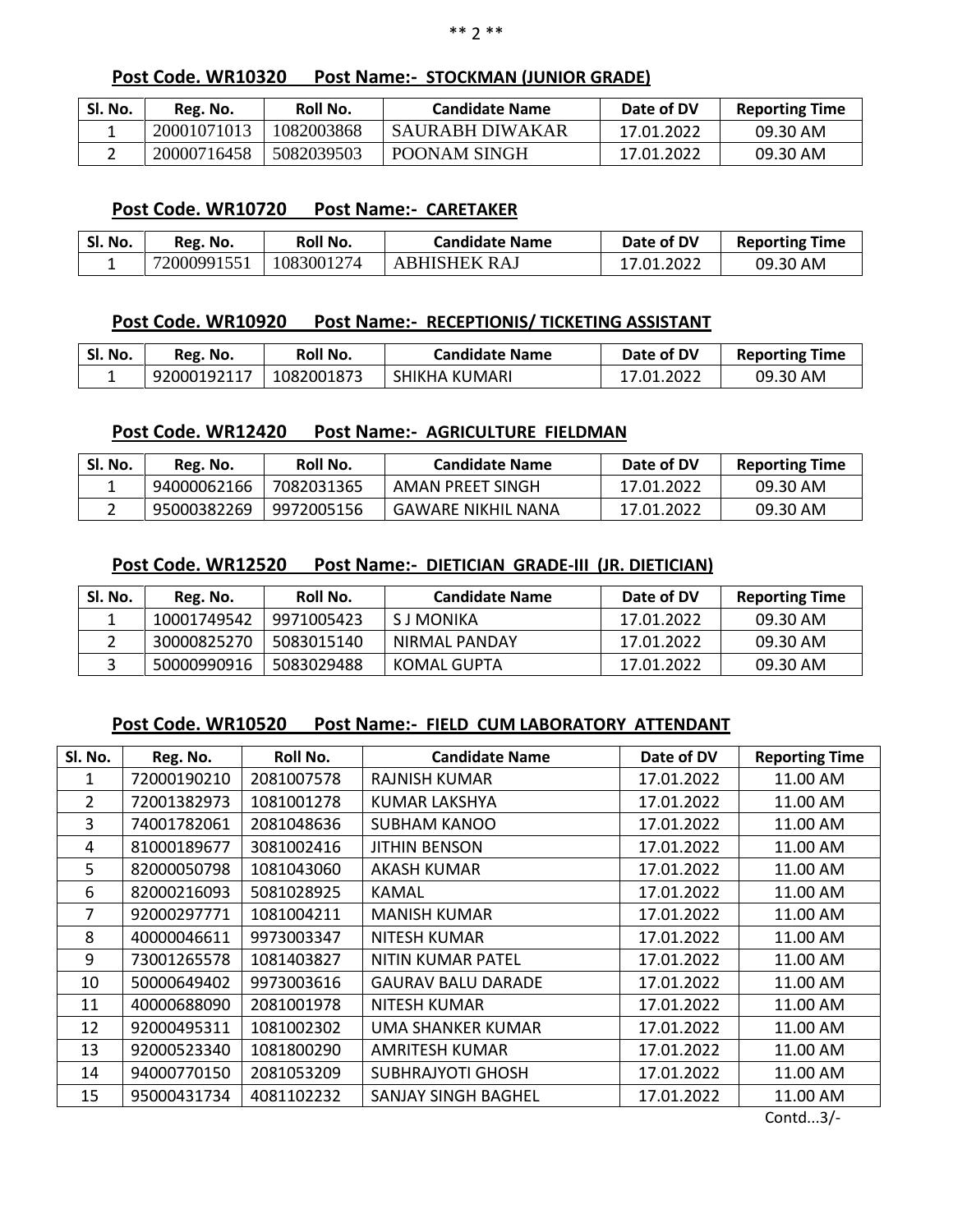**Post Code. WR10320 Post Name:- STOCKMAN (JUNIOR GRADE)**

| Sl. No. | Reg. No. | Roll No. | Candidate Name | Date of DV | Reporting Time |
|---|---|---|---|---|---|
| 1 | 20001071013 | 1082003868 | SAURABH DIWAKAR | 17.01.2022 | 09.30 AM |
| 2 | 20000716458 | 5082039503 | POONAM SINGH | 17.01.2022 | 09.30 AM |

**Post Code. WR10720 Post Name:- CARETAKER**

| Sl. No. | Reg. No. | Roll No. | Candidate Name | Date of DV | Reporting Time |
|---|---|---|---|---|---|
| 1 | 72000991551 | 1083001274 | ABHISHEK RAJ | 17.01.2022 | 09.30 AM |

**Post Code. WR10920 Post Name:- RECEPTIONIS/ TICKETING ASSISTANT**

| Sl. No. | Reg. No. | Roll No. | Candidate Name | Date of DV | Reporting Time |
|---|---|---|---|---|---|
| 1 | 92000192117 | 1082001873 | SHIKHA KUMARI | 17.01.2022 | 09.30 AM |

**Post Code. WR12420 Post Name:- AGRICULTURE FIELDMAN**

| Sl. No. | Reg. No. | Roll No. | Candidate Name | Date of DV | Reporting Time |
|---|---|---|---|---|---|
| 1 | 94000062166 | 7082031365 | AMAN PREET SINGH | 17.01.2022 | 09.30 AM |
| 2 | 95000382269 | 9972005156 | GAWARE NIKHIL NANA | 17.01.2022 | 09.30 AM |

**Post Code. WR12520 Post Name:- DIETICIAN GRADE-III (JR. DIETICIAN)**

| Sl. No. | Reg. No. | Roll No. | Candidate Name | Date of DV | Reporting Time |
|---|---|---|---|---|---|
| 1 | 10001749542 | 9971005423 | S J MONIKA | 17.01.2022 | 09.30 AM |
| 2 | 30000825270 | 5083015140 | NIRMAL PANDAY | 17.01.2022 | 09.30 AM |
| 3 | 50000990916 | 5083029488 | KOMAL GUPTA | 17.01.2022 | 09.30 AM |

**Post Code. WR10520 Post Name:- FIELD CUM LABORATORY ATTENDANT**

| Sl. No. | Reg. No. | Roll No. | Candidate Name | Date of DV | Reporting Time |
|---|---|---|---|---|---|
| 1 | 72000190210 | 2081007578 | RAJNISH KUMAR | 17.01.2022 | 11.00 AM |
| 2 | 72001382973 | 1081001278 | KUMAR LAKSHYA | 17.01.2022 | 11.00 AM |
| 3 | 74001782061 | 2081048636 | SUBHAM KANOO | 17.01.2022 | 11.00 AM |
| 4 | 81000189677 | 3081002416 | JITHIN BENSON | 17.01.2022 | 11.00 AM |
| 5 | 82000050798 | 1081043060 | AKASH KUMAR | 17.01.2022 | 11.00 AM |
| 6 | 82000216093 | 5081028925 | KAMAL | 17.01.2022 | 11.00 AM |
| 7 | 92000297771 | 1081004211 | MANISH KUMAR | 17.01.2022 | 11.00 AM |
| 8 | 40000046611 | 9973003347 | NITESH KUMAR | 17.01.2022 | 11.00 AM |
| 9 | 73001265578 | 1081403827 | NITIN KUMAR PATEL | 17.01.2022 | 11.00 AM |
| 10 | 50000649402 | 9973003616 | GAURAV BALU DARADE | 17.01.2022 | 11.00 AM |
| 11 | 40000688090 | 2081001978 | NITESH KUMAR | 17.01.2022 | 11.00 AM |
| 12 | 92000495311 | 1081002302 | UMA SHANKER KUMAR | 17.01.2022 | 11.00 AM |
| 13 | 92000523340 | 1081800290 | AMRITESH KUMAR | 17.01.2022 | 11.00 AM |
| 14 | 94000770150 | 2081053209 | SUBHRAJYOTI GHOSH | 17.01.2022 | 11.00 AM |
| 15 | 95000431734 | 4081102232 | SANJAY SINGH BAGHEL | 17.01.2022 | 11.00 AM |

Contd...3/-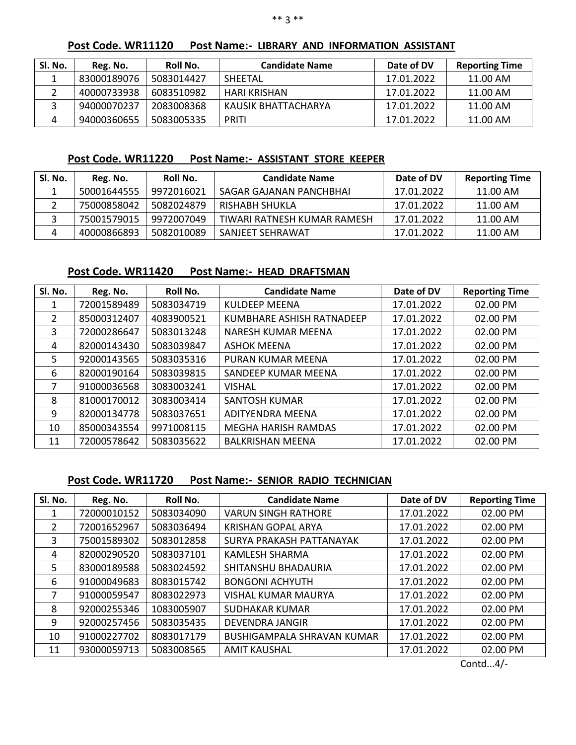**Post Code. WR11120 Post Name:- LIBRARY AND INFORMATION ASSISTANT**

| Sl. No. | Reg. No. | Roll No. | Candidate Name | Date of DV | Reporting Time |
|---|---|---|---|---|---|
| 1 | 83000189076 | 5083014427 | SHEETAL | 17.01.2022 | 11.00 AM |
| 2 | 40000733938 | 6083510982 | HARI KRISHAN | 17.01.2022 | 11.00 AM |
| 3 | 94000070237 | 2083008368 | KAUSIK BHATTACHARYA | 17.01.2022 | 11.00 AM |
| 4 | 94000360655 | 5083005335 | PRITI | 17.01.2022 | 11.00 AM |

**Post Code. WR11220 Post Name:- ASSISTANT STORE KEEPER**

| Sl. No. | Reg. No. | Roll No. | Candidate Name | Date of DV | Reporting Time |
|---|---|---|---|---|---|
| 1 | 50001644555 | 9972016021 | SAGAR GAJANAN PANCHBHAI | 17.01.2022 | 11.00 AM |
| 2 | 75000858042 | 5082024879 | RISHABH SHUKLA | 17.01.2022 | 11.00 AM |
| 3 | 75001579015 | 9972007049 | TIWARI RATNESH KUMAR RAMESH | 17.01.2022 | 11.00 AM |
| 4 | 40000866893 | 5082010089 | SANJEET SEHRAWAT | 17.01.2022 | 11.00 AM |

**Post Code. WR11420 Post Name:- HEAD DRAFTSMAN**

| Sl. No. | Reg. No. | Roll No. | Candidate Name | Date of DV | Reporting Time |
|---|---|---|---|---|---|
| 1 | 72001589489 | 5083034719 | KULDEEP MEENA | 17.01.2022 | 02.00 PM |
| 2 | 85000312407 | 4083900521 | KUMBHARE ASHISH RATNADEEP | 17.01.2022 | 02.00 PM |
| 3 | 72000286647 | 5083013248 | NARESH KUMAR MEENA | 17.01.2022 | 02.00 PM |
| 4 | 82000143430 | 5083039847 | ASHOK MEENA | 17.01.2022 | 02.00 PM |
| 5 | 92000143565 | 5083035316 | PURAN KUMAR MEENA | 17.01.2022 | 02.00 PM |
| 6 | 82000190164 | 5083039815 | SANDEEP KUMAR MEENA | 17.01.2022 | 02.00 PM |
| 7 | 91000036568 | 3083003241 | VISHAL | 17.01.2022 | 02.00 PM |
| 8 | 81000170012 | 3083003414 | SANTOSH KUMAR | 17.01.2022 | 02.00 PM |
| 9 | 82000134778 | 5083037651 | ADITYENDRA MEENA | 17.01.2022 | 02.00 PM |
| 10 | 85000343554 | 9971008115 | MEGHA HARISH RAMDAS | 17.01.2022 | 02.00 PM |
| 11 | 72000578642 | 5083035622 | BALKRISHAN MEENA | 17.01.2022 | 02.00 PM |

**Post Code. WR11720 Post Name:- SENIOR RADIO TECHNICIAN**

| Sl. No. | Reg. No. | Roll No. | Candidate Name | Date of DV | Reporting Time |
|---|---|---|---|---|---|
| 1 | 72000010152 | 5083034090 | VARUN SINGH RATHORE | 17.01.2022 | 02.00 PM |
| 2 | 72001652967 | 5083036494 | KRISHAN GOPAL ARYA | 17.01.2022 | 02.00 PM |
| 3 | 75001589302 | 5083012858 | SURYA PRAKASH PATTANAYAK | 17.01.2022 | 02.00 PM |
| 4 | 82000290520 | 5083037101 | KAMLESH SHARMA | 17.01.2022 | 02.00 PM |
| 5 | 83000189588 | 5083024592 | SHITANSHU BHADAURIA | 17.01.2022 | 02.00 PM |
| 6 | 91000049683 | 8083015742 | BONGONI ACHYUTH | 17.01.2022 | 02.00 PM |
| 7 | 91000059547 | 8083022973 | VISHAL KUMAR MAURYA | 17.01.2022 | 02.00 PM |
| 8 | 92000255346 | 1083005907 | SUDHAKAR KUMAR | 17.01.2022 | 02.00 PM |
| 9 | 92000257456 | 5083035435 | DEVENDRA JANGIR | 17.01.2022 | 02.00 PM |
| 10 | 91000227702 | 8083017179 | BUSHIGAMPALA SHRAVAN KUMAR | 17.01.2022 | 02.00 PM |
| 11 | 93000059713 | 5083008565 | AMIT KAUSHAL | 17.01.2022 | 02.00 PM |

Contd...4/-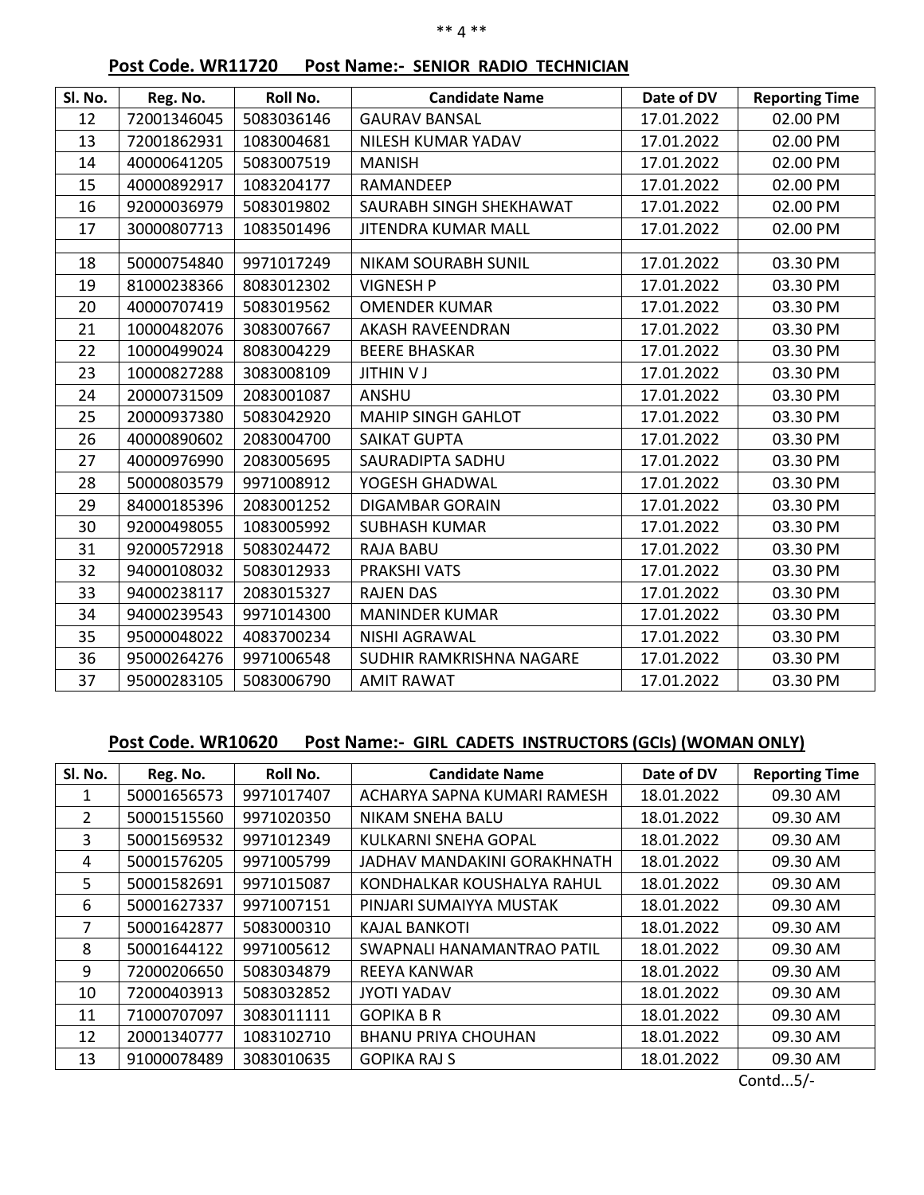**Post Code. WR11720 Post Name:- SENIOR RADIO TECHNICIAN**

| Sl. No. | Reg. No. | Roll No. | Candidate Name | Date of DV | Reporting Time |
|---|---|---|---|---|---|
| 12 | 72001346045 | 5083036146 | GAURAV BANSAL | 17.01.2022 | 02.00 PM |
| 13 | 72001862931 | 1083004681 | NILESH KUMAR YADAV | 17.01.2022 | 02.00 PM |
| 14 | 40000641205 | 5083007519 | MANISH | 17.01.2022 | 02.00 PM |
| 15 | 40000892917 | 1083204177 | RAMANDEEP | 17.01.2022 | 02.00 PM |
| 16 | 92000036979 | 5083019802 | SAURABH SINGH SHEKHAWAT | 17.01.2022 | 02.00 PM |
| 17 | 30000807713 | 1083501496 | JITENDRA KUMAR MALL | 17.01.2022 | 02.00 PM |
| | | | | | |
| 18 | 50000754840 | 9971017249 | NIKAM SOURABH SUNIL | 17.01.2022 | 03.30 PM |
| 19 | 81000238366 | 8083012302 | VIGNESH P | 17.01.2022 | 03.30 PM |
| 20 | 40000707419 | 5083019562 | OMENDER KUMAR | 17.01.2022 | 03.30 PM |
| 21 | 10000482076 | 3083007667 | AKASH RAVEENDRAN | 17.01.2022 | 03.30 PM |
| 22 | 10000499024 | 8083004229 | BEERE BHASKAR | 17.01.2022 | 03.30 PM |
| 23 | 10000827288 | 3083008109 | JITHIN V J | 17.01.2022 | 03.30 PM |
| 24 | 20000731509 | 2083001087 | ANSHU | 17.01.2022 | 03.30 PM |
| 25 | 20000937380 | 5083042920 | MAHIP SINGH GAHLOT | 17.01.2022 | 03.30 PM |
| 26 | 40000890602 | 2083004700 | SAIKAT GUPTA | 17.01.2022 | 03.30 PM |
| 27 | 40000976990 | 2083005695 | SAURADIPTA SADHU | 17.01.2022 | 03.30 PM |
| 28 | 50000803579 | 9971008912 | YOGESH GHADWAL | 17.01.2022 | 03.30 PM |
| 29 | 84000185396 | 2083001252 | DIGAMBAR GORAIN | 17.01.2022 | 03.30 PM |
| 30 | 92000498055 | 1083005992 | SUBHASH KUMAR | 17.01.2022 | 03.30 PM |
| 31 | 92000572918 | 5083024472 | RAJA BABU | 17.01.2022 | 03.30 PM |
| 32 | 94000108032 | 5083012933 | PRAKSHI VATS | 17.01.2022 | 03.30 PM |
| 33 | 94000238117 | 2083015327 | RAJEN DAS | 17.01.2022 | 03.30 PM |
| 34 | 94000239543 | 9971014300 | MANINDER KUMAR | 17.01.2022 | 03.30 PM |
| 35 | 95000048022 | 4083700234 | NISHI AGRAWAL | 17.01.2022 | 03.30 PM |
| 36 | 95000264276 | 9971006548 | SUDHIR RAMKRISHNA NAGARE | 17.01.2022 | 03.30 PM |
| 37 | 95000283105 | 5083006790 | AMIT RAWAT | 17.01.2022 | 03.30 PM |

**Post Code. WR10620 Post Name:- GIRL CADETS INSTRUCTORS (GCIs) (WOMAN ONLY)**

| Sl. No. | Reg. No. | Roll No. | Candidate Name | Date of DV | Reporting Time |
|---|---|---|---|---|---|
| 1 | 50001656573 | 9971017407 | ACHARYA SAPNA KUMARI RAMESH | 18.01.2022 | 09.30 AM |
| 2 | 50001515560 | 9971020350 | NIKAM SNEHA BALU | 18.01.2022 | 09.30 AM |
| 3 | 50001569532 | 9971012349 | KULKARNI SNEHA GOPAL | 18.01.2022 | 09.30 AM |
| 4 | 50001576205 | 9971005799 | JADHAV MANDAKINI GORAKHNATH | 18.01.2022 | 09.30 AM |
| 5 | 50001582691 | 9971015087 | KONDHALKAR KOUSHALYA RAHUL | 18.01.2022 | 09.30 AM |
| 6 | 50001627337 | 9971007151 | PINJARI SUMAIYYA MUSTAK | 18.01.2022 | 09.30 AM |
| 7 | 50001642877 | 5083000310 | KAJAL BANKOTI | 18.01.2022 | 09.30 AM |
| 8 | 50001644122 | 9971005612 | SWAPNALI HANAMANTRAO PATIL | 18.01.2022 | 09.30 AM |
| 9 | 72000206650 | 5083034879 | REEYA KANWAR | 18.01.2022 | 09.30 AM |
| 10 | 72000403913 | 5083032852 | JYOTI YADAV | 18.01.2022 | 09.30 AM |
| 11 | 71000707097 | 3083011111 | GOPIKA B R | 18.01.2022 | 09.30 AM |
| 12 | 20001340777 | 1083102710 | BHANU PRIYA CHOUHAN | 18.01.2022 | 09.30 AM |
| 13 | 91000078489 | 3083010635 | GOPIKA RAJ S | 18.01.2022 | 09.30 AM |

Contd...5/-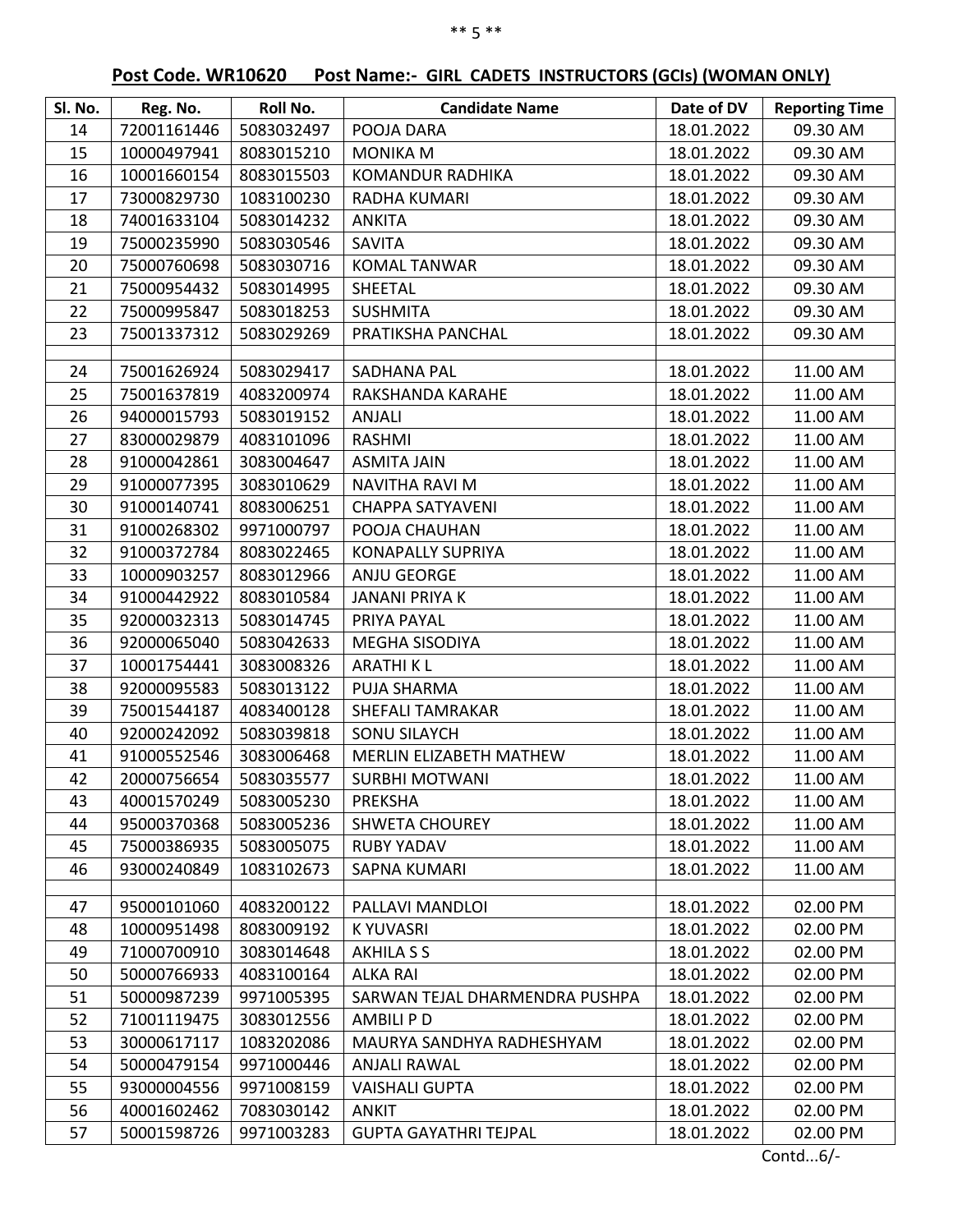**Post Code. WR10620 Post Name:- GIRL CADETS INSTRUCTORS (GCIs) (WOMAN ONLY)**

| Sl. No. | Reg. No. | Roll No. | Candidate Name | Date of DV | Reporting Time |
|---|---|---|---|---|---|
| 14 | 72001161446 | 5083032497 | POOJA DARA | 18.01.2022 | 09.30 AM |
| 15 | 10000497941 | 8083015210 | MONIKA M | 18.01.2022 | 09.30 AM |
| 16 | 10001660154 | 8083015503 | KOMANDUR RADHIKA | 18.01.2022 | 09.30 AM |
| 17 | 73000829730 | 1083100230 | RADHA KUMARI | 18.01.2022 | 09.30 AM |
| 18 | 74001633104 | 5083014232 | ANKITA | 18.01.2022 | 09.30 AM |
| 19 | 75000235990 | 5083030546 | SAVITA | 18.01.2022 | 09.30 AM |
| 20 | 75000760698 | 5083030716 | KOMAL TANWAR | 18.01.2022 | 09.30 AM |
| 21 | 75000954432 | 5083014995 | SHEETAL | 18.01.2022 | 09.30 AM |
| 22 | 75000995847 | 5083018253 | SUSHMITA | 18.01.2022 | 09.30 AM |
| 23 | 75001337312 | 5083029269 | PRATIKSHA PANCHAL | 18.01.2022 | 09.30 AM |
| | | | | | |
| 24 | 75001626924 | 5083029417 | SADHANA PAL | 18.01.2022 | 11.00 AM |
| 25 | 75001637819 | 4083200974 | RAKSHANDA KARAHE | 18.01.2022 | 11.00 AM |
| 26 | 94000015793 | 5083019152 | ANJALI | 18.01.2022 | 11.00 AM |
| 27 | 83000029879 | 4083101096 | RASHMI | 18.01.2022 | 11.00 AM |
| 28 | 91000042861 | 3083004647 | ASMITA JAIN | 18.01.2022 | 11.00 AM |
| 29 | 91000077395 | 3083010629 | NAVITHA RAVI M | 18.01.2022 | 11.00 AM |
| 30 | 91000140741 | 8083006251 | CHAPPA SATYAVENI | 18.01.2022 | 11.00 AM |
| 31 | 91000268302 | 9971000797 | POOJA CHAUHAN | 18.01.2022 | 11.00 AM |
| 32 | 91000372784 | 8083022465 | KONAPALLY SUPRIYA | 18.01.2022 | 11.00 AM |
| 33 | 10000903257 | 8083012966 | ANJU GEORGE | 18.01.2022 | 11.00 AM |
| 34 | 91000442922 | 8083010584 | JANANI PRIYA K | 18.01.2022 | 11.00 AM |
| 35 | 92000032313 | 5083014745 | PRIYA PAYAL | 18.01.2022 | 11.00 AM |
| 36 | 92000065040 | 5083042633 | MEGHA SISODIYA | 18.01.2022 | 11.00 AM |
| 37 | 10001754441 | 3083008326 | ARATHI K L | 18.01.2022 | 11.00 AM |
| 38 | 92000095583 | 5083013122 | PUJA SHARMA | 18.01.2022 | 11.00 AM |
| 39 | 75001544187 | 4083400128 | SHEFALI TAMRAKAR | 18.01.2022 | 11.00 AM |
| 40 | 92000242092 | 5083039818 | SONU SILAYCH | 18.01.2022 | 11.00 AM |
| 41 | 91000552546 | 3083006468 | MERLIN ELIZABETH MATHEW | 18.01.2022 | 11.00 AM |
| 42 | 20000756654 | 5083035577 | SURBHI MOTWANI | 18.01.2022 | 11.00 AM |
| 43 | 40001570249 | 5083005230 | PREKSHA | 18.01.2022 | 11.00 AM |
| 44 | 95000370368 | 5083005236 | SHWETA CHOUREY | 18.01.2022 | 11.00 AM |
| 45 | 75000386935 | 5083005075 | RUBY YADAV | 18.01.2022 | 11.00 AM |
| 46 | 93000240849 | 1083102673 | SAPNA KUMARI | 18.01.2022 | 11.00 AM |
| | | | | | |
| 47 | 95000101060 | 4083200122 | PALLAVI MANDLOI | 18.01.2022 | 02.00 PM |
| 48 | 10000951498 | 8083009192 | K YUVASRI | 18.01.2022 | 02.00 PM |
| 49 | 71000700910 | 3083014648 | AKHILA S S | 18.01.2022 | 02.00 PM |
| 50 | 50000766933 | 4083100164 | ALKA RAI | 18.01.2022 | 02.00 PM |
| 51 | 50000987239 | 9971005395 | SARWAN TEJAL DHARMENDRA PUSHPA | 18.01.2022 | 02.00 PM |
| 52 | 71001119475 | 3083012556 | AMBILI P D | 18.01.2022 | 02.00 PM |
| 53 | 30000617117 | 1083202086 | MAURYA SANDHYA RADHESHYAM | 18.01.2022 | 02.00 PM |
| 54 | 50000479154 | 9971000446 | ANJALI RAWAL | 18.01.2022 | 02.00 PM |
| 55 | 93000004556 | 9971008159 | VAISHALI GUPTA | 18.01.2022 | 02.00 PM |
| 56 | 40001602462 | 7083030142 | ANKIT | 18.01.2022 | 02.00 PM |
| 57 | 50001598726 | 9971003283 | GUPTA GAYATHRI TEJPAL | 18.01.2022 | 02.00 PM |

Contd...6/-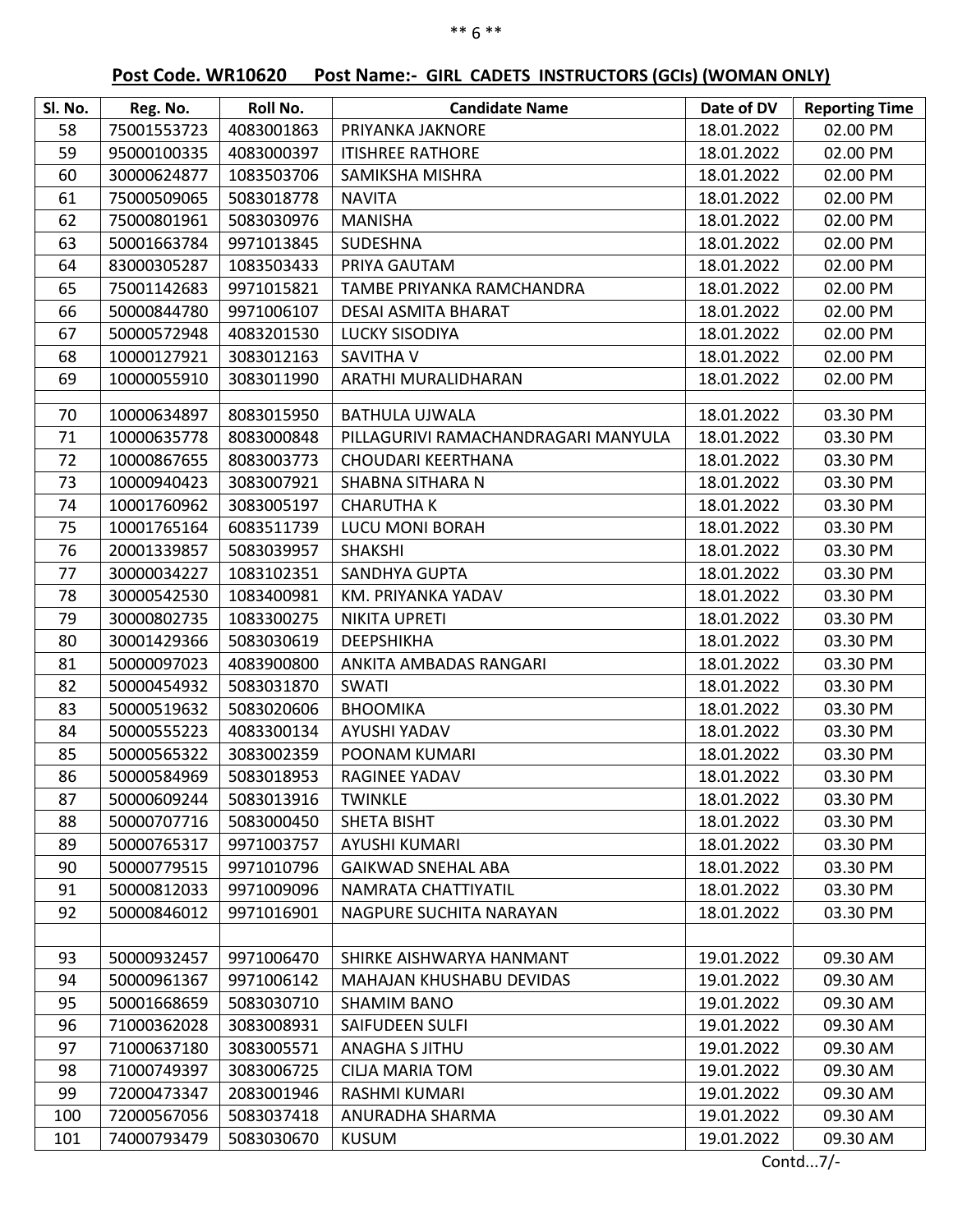**Post Code. WR10620 Post Name:- GIRL CADETS INSTRUCTORS (GCIs) (WOMAN ONLY)**

| Sl. No. | Reg. No. | Roll No. | Candidate Name | Date of DV | Reporting Time |
|---|---|---|---|---|---|
| 58 | 75001553723 | 4083001863 | PRIYANKA JAKNORE | 18.01.2022 | 02.00 PM |
| 59 | 95000100335 | 4083000397 | ITISHREE RATHORE | 18.01.2022 | 02.00 PM |
| 60 | 30000624877 | 1083503706 | SAMIKSHA MISHRA | 18.01.2022 | 02.00 PM |
| 61 | 75000509065 | 5083018778 | NAVITA | 18.01.2022 | 02.00 PM |
| 62 | 75000801961 | 5083030976 | MANISHA | 18.01.2022 | 02.00 PM |
| 63 | 50001663784 | 9971013845 | SUDESHNA | 18.01.2022 | 02.00 PM |
| 64 | 83000305287 | 1083503433 | PRIYA GAUTAM | 18.01.2022 | 02.00 PM |
| 65 | 75001142683 | 9971015821 | TAMBE PRIYANKA RAMCHANDRA | 18.01.2022 | 02.00 PM |
| 66 | 50000844780 | 9971006107 | DESAI ASMITA BHARAT | 18.01.2022 | 02.00 PM |
| 67 | 50000572948 | 4083201530 | LUCKY SISODIYA | 18.01.2022 | 02.00 PM |
| 68 | 10000127921 | 3083012163 | SAVITHA V | 18.01.2022 | 02.00 PM |
| 69 | 10000055910 | 3083011990 | ARATHI MURALIDHARAN | 18.01.2022 | 02.00 PM |
| | | | | | |
| 70 | 10000634897 | 8083015950 | BATHULA UJWALA | 18.01.2022 | 03.30 PM |
| 71 | 10000635778 | 8083000848 | PILLAGURIVI RAMACHANDRAGARI MANYULA | 18.01.2022 | 03.30 PM |
| 72 | 10000867655 | 8083003773 | CHOUDARI KEERTHANA | 18.01.2022 | 03.30 PM |
| 73 | 10000940423 | 3083007921 | SHABNA SITHARA N | 18.01.2022 | 03.30 PM |
| 74 | 10001760962 | 3083005197 | CHARUTHA K | 18.01.2022 | 03.30 PM |
| 75 | 10001765164 | 6083511739 | LUCU MONI BORAH | 18.01.2022 | 03.30 PM |
| 76 | 20001339857 | 5083039957 | SHAKSHI | 18.01.2022 | 03.30 PM |
| 77 | 30000034227 | 1083102351 | SANDHYA GUPTA | 18.01.2022 | 03.30 PM |
| 78 | 30000542530 | 1083400981 | KM. PRIYANKA YADAV | 18.01.2022 | 03.30 PM |
| 79 | 30000802735 | 1083300275 | NIKITA UPRETI | 18.01.2022 | 03.30 PM |
| 80 | 30001429366 | 5083030619 | DEEPSHIKHA | 18.01.2022 | 03.30 PM |
| 81 | 50000097023 | 4083900800 | ANKITA AMBADAS RANGARI | 18.01.2022 | 03.30 PM |
| 82 | 50000454932 | 5083031870 | SWATI | 18.01.2022 | 03.30 PM |
| 83 | 50000519632 | 5083020606 | BHOOMIKA | 18.01.2022 | 03.30 PM |
| 84 | 50000555223 | 4083300134 | AYUSHI YADAV | 18.01.2022 | 03.30 PM |
| 85 | 50000565322 | 3083002359 | POONAM KUMARI | 18.01.2022 | 03.30 PM |
| 86 | 50000584969 | 5083018953 | RAGINEE YADAV | 18.01.2022 | 03.30 PM |
| 87 | 50000609244 | 5083013916 | TWINKLE | 18.01.2022 | 03.30 PM |
| 88 | 50000707716 | 5083000450 | SHETA BISHT | 18.01.2022 | 03.30 PM |
| 89 | 50000765317 | 9971003757 | AYUSHI KUMARI | 18.01.2022 | 03.30 PM |
| 90 | 50000779515 | 9971010796 | GAIKWAD SNEHAL ABA | 18.01.2022 | 03.30 PM |
| 91 | 50000812033 | 9971009096 | NAMRATA CHATTIYATIL | 18.01.2022 | 03.30 PM |
| 92 | 50000846012 | 9971016901 | NAGPURE SUCHITA NARAYAN | 18.01.2022 | 03.30 PM |
| | | | | | |
| 93 | 50000932457 | 9971006470 | SHIRKE AISHWARYA HANMANT | 19.01.2022 | 09.30 AM |
| 94 | 50000961367 | 9971006142 | MAHAJAN KHUSHABU DEVIDAS | 19.01.2022 | 09.30 AM |
| 95 | 50001668659 | 5083030710 | SHAMIM BANO | 19.01.2022 | 09.30 AM |
| 96 | 71000362028 | 3083008931 | SAIFUDEEN SULFI | 19.01.2022 | 09.30 AM |
| 97 | 71000637180 | 3083005571 | ANAGHA S JITHU | 19.01.2022 | 09.30 AM |
| 98 | 71000749397 | 3083006725 | CILJA MARIA TOM | 19.01.2022 | 09.30 AM |
| 99 | 72000473347 | 2083001946 | RASHMI KUMARI | 19.01.2022 | 09.30 AM |
| 100 | 72000567056 | 5083037418 | ANURADHA SHARMA | 19.01.2022 | 09.30 AM |
| 101 | 74000793479 | 5083030670 | KUSUM | 19.01.2022 | 09.30 AM |

Contd...7/-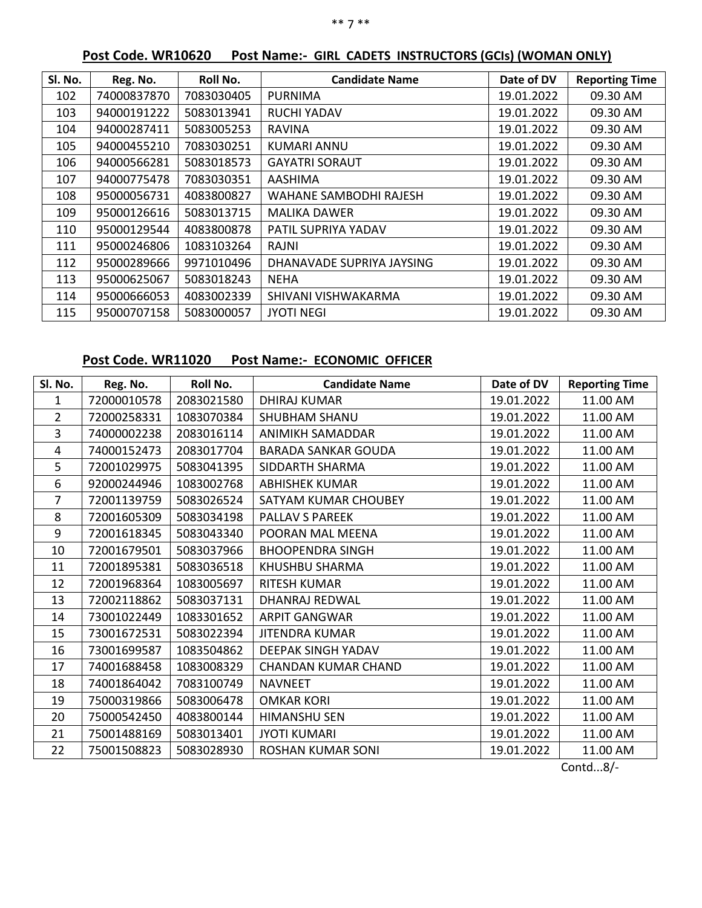**Post Code. WR10620 Post Name:- GIRL CADETS INSTRUCTORS (GCIs) (WOMAN ONLY)**

| Sl. No. | Reg. No. | Roll No. | Candidate Name | Date of DV | Reporting Time |
|---|---|---|---|---|---|
| 102 | 74000837870 | 7083030405 | PURNIMA | 19.01.2022 | 09.30 AM |
| 103 | 94000191222 | 5083013941 | RUCHI YADAV | 19.01.2022 | 09.30 AM |
| 104 | 94000287411 | 5083005253 | RAVINA | 19.01.2022 | 09.30 AM |
| 105 | 94000455210 | 7083030251 | KUMARI ANNU | 19.01.2022 | 09.30 AM |
| 106 | 94000566281 | 5083018573 | GAYATRI SORAUT | 19.01.2022 | 09.30 AM |
| 107 | 94000775478 | 7083030351 | AASHIMA | 19.01.2022 | 09.30 AM |
| 108 | 95000056731 | 4083800827 | WAHANE SAMBODHI RAJESH | 19.01.2022 | 09.30 AM |
| 109 | 95000126616 | 5083013715 | MALIKA DAWER | 19.01.2022 | 09.30 AM |
| 110 | 95000129544 | 4083800878 | PATIL SUPRIYA YADAV | 19.01.2022 | 09.30 AM |
| 111 | 95000246806 | 1083103264 | RAJNI | 19.01.2022 | 09.30 AM |
| 112 | 95000289666 | 9971010496 | DHANAVADE SUPRIYA JAYSING | 19.01.2022 | 09.30 AM |
| 113 | 95000625067 | 5083018243 | NEHA | 19.01.2022 | 09.30 AM |
| 114 | 95000666053 | 4083002339 | SHIVANI VISHWAKARMA | 19.01.2022 | 09.30 AM |
| 115 | 95000707158 | 5083000057 | JYOTI NEGI | 19.01.2022 | 09.30 AM |

**Post Code. WR11020 Post Name:- ECONOMIC OFFICER**

| Sl. No. | Reg. No. | Roll No. | Candidate Name | Date of DV | Reporting Time |
|---|---|---|---|---|---|
| 1 | 72000010578 | 2083021580 | DHIRAJ KUMAR | 19.01.2022 | 11.00 AM |
| 2 | 72000258331 | 1083070384 | SHUBHAM SHANU | 19.01.2022 | 11.00 AM |
| 3 | 74000002238 | 2083016114 | ANIMIKH SAMADDAR | 19.01.2022 | 11.00 AM |
| 4 | 74000152473 | 2083017704 | BARADA SANKAR GOUDA | 19.01.2022 | 11.00 AM |
| 5 | 72001029975 | 5083041395 | SIDDARTH SHARMA | 19.01.2022 | 11.00 AM |
| 6 | 92000244946 | 1083002768 | ABHISHEK KUMAR | 19.01.2022 | 11.00 AM |
| 7 | 72001139759 | 5083026524 | SATYAM KUMAR CHOUBEY | 19.01.2022 | 11.00 AM |
| 8 | 72001605309 | 5083034198 | PALLAV S PAREEK | 19.01.2022 | 11.00 AM |
| 9 | 72001618345 | 5083043340 | POORAN MAL MEENA | 19.01.2022 | 11.00 AM |
| 10 | 72001679501 | 5083037966 | BHOOPENDRA SINGH | 19.01.2022 | 11.00 AM |
| 11 | 72001895381 | 5083036518 | KHUSHBU SHARMA | 19.01.2022 | 11.00 AM |
| 12 | 72001968364 | 1083005697 | RITESH KUMAR | 19.01.2022 | 11.00 AM |
| 13 | 72002118862 | 5083037131 | DHANRAJ REDWAL | 19.01.2022 | 11.00 AM |
| 14 | 73001022449 | 1083301652 | ARPIT GANGWAR | 19.01.2022 | 11.00 AM |
| 15 | 73001672531 | 5083022394 | JITENDRA KUMAR | 19.01.2022 | 11.00 AM |
| 16 | 73001699587 | 1083504862 | DEEPAK SINGH YADAV | 19.01.2022 | 11.00 AM |
| 17 | 74001688458 | 1083008329 | CHANDAN KUMAR CHAND | 19.01.2022 | 11.00 AM |
| 18 | 74001864042 | 7083100749 | NAVNEET | 19.01.2022 | 11.00 AM |
| 19 | 75000319866 | 5083006478 | OMKAR KORI | 19.01.2022 | 11.00 AM |
| 20 | 75000542450 | 4083800144 | HIMANSHU SEN | 19.01.2022 | 11.00 AM |
| 21 | 75001488169 | 5083013401 | JYOTI KUMARI | 19.01.2022 | 11.00 AM |
| 22 | 75001508823 | 5083028930 | ROSHAN KUMAR SONI | 19.01.2022 | 11.00 AM |

Contd...8/-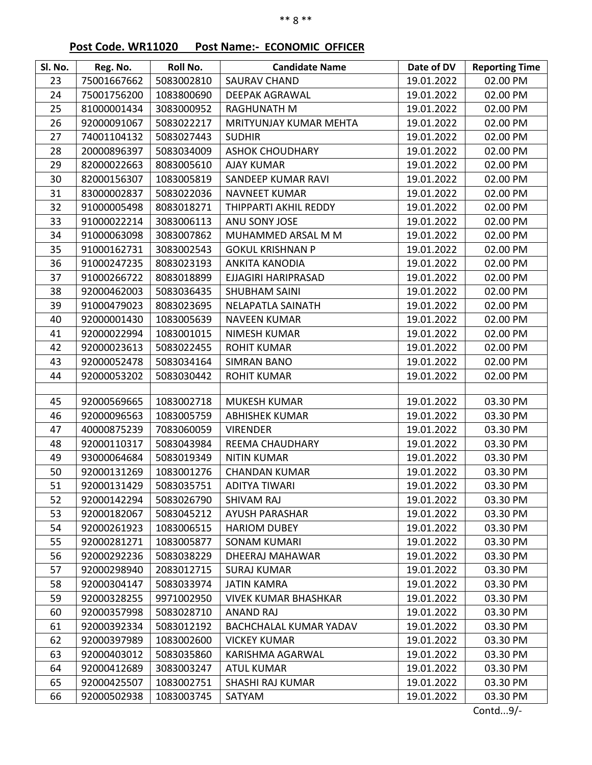**Post Code. WR11020 Post Name:- ECONOMIC OFFICER**

| Sl. No. | Reg. No. | Roll No. | Candidate Name | Date of DV | Reporting Time |
|---|---|---|---|---|---|
| 23 | 75001667662 | 5083002810 | SAURAV CHAND | 19.01.2022 | 02.00 PM |
| 24 | 75001756200 | 1083800690 | DEEPAK AGRAWAL | 19.01.2022 | 02.00 PM |
| 25 | 81000001434 | 3083000952 | RAGHUNATH M | 19.01.2022 | 02.00 PM |
| 26 | 92000091067 | 5083022217 | MRITYUNJAY KUMAR MEHTA | 19.01.2022 | 02.00 PM |
| 27 | 74001104132 | 5083027443 | SUDHIR | 19.01.2022 | 02.00 PM |
| 28 | 20000896397 | 5083034009 | ASHOK CHOUDHARY | 19.01.2022 | 02.00 PM |
| 29 | 82000022663 | 8083005610 | AJAY KUMAR | 19.01.2022 | 02.00 PM |
| 30 | 82000156307 | 1083005819 | SANDEEP KUMAR RAVI | 19.01.2022 | 02.00 PM |
| 31 | 83000002837 | 5083022036 | NAVNEET KUMAR | 19.01.2022 | 02.00 PM |
| 32 | 91000005498 | 8083018271 | THIPPARTI AKHIL REDDY | 19.01.2022 | 02.00 PM |
| 33 | 91000022214 | 3083006113 | ANU SONY JOSE | 19.01.2022 | 02.00 PM |
| 34 | 91000063098 | 3083007862 | MUHAMMED ARSAL M M | 19.01.2022 | 02.00 PM |
| 35 | 91000162731 | 3083002543 | GOKUL KRISHNAN P | 19.01.2022 | 02.00 PM |
| 36 | 91000247235 | 8083023193 | ANKITA KANODIA | 19.01.2022 | 02.00 PM |
| 37 | 91000266722 | 8083018899 | EJJAGIRI HARIPRASAD | 19.01.2022 | 02.00 PM |
| 38 | 92000462003 | 5083036435 | SHUBHAM SAINI | 19.01.2022 | 02.00 PM |
| 39 | 91000479023 | 8083023695 | NELAPATLA SAINATH | 19.01.2022 | 02.00 PM |
| 40 | 92000001430 | 1083005639 | NAVEEN KUMAR | 19.01.2022 | 02.00 PM |
| 41 | 92000022994 | 1083001015 | NIMESH KUMAR | 19.01.2022 | 02.00 PM |
| 42 | 92000023613 | 5083022455 | ROHIT KUMAR | 19.01.2022 | 02.00 PM |
| 43 | 92000052478 | 5083034164 | SIMRAN BANO | 19.01.2022 | 02.00 PM |
| 44 | 92000053202 | 5083030442 | ROHIT KUMAR | 19.01.2022 | 02.00 PM |
| | | | | | |
| 45 | 92000569665 | 1083002718 | MUKESH KUMAR | 19.01.2022 | 03.30 PM |
| 46 | 92000096563 | 1083005759 | ABHISHEK KUMAR | 19.01.2022 | 03.30 PM |
| 47 | 40000875239 | 7083060059 | VIRENDER | 19.01.2022 | 03.30 PM |
| 48 | 92000110317 | 5083043984 | REEMA CHAUDHARY | 19.01.2022 | 03.30 PM |
| 49 | 93000064684 | 5083019349 | NITIN KUMAR | 19.01.2022 | 03.30 PM |
| 50 | 92000131269 | 1083001276 | CHANDAN KUMAR | 19.01.2022 | 03.30 PM |
| 51 | 92000131429 | 5083035751 | ADITYA TIWARI | 19.01.2022 | 03.30 PM |
| 52 | 92000142294 | 5083026790 | SHIVAM RAJ | 19.01.2022 | 03.30 PM |
| 53 | 92000182067 | 5083045212 | AYUSH PARASHAR | 19.01.2022 | 03.30 PM |
| 54 | 92000261923 | 1083006515 | HARIOM DUBEY | 19.01.2022 | 03.30 PM |
| 55 | 92000281271 | 1083005877 | SONAM KUMARI | 19.01.2022 | 03.30 PM |
| 56 | 92000292236 | 5083038229 | DHEERAJ MAHAWAR | 19.01.2022 | 03.30 PM |
| 57 | 92000298940 | 2083012715 | SURAJ KUMAR | 19.01.2022 | 03.30 PM |
| 58 | 92000304147 | 5083033974 | JATIN KAMRA | 19.01.2022 | 03.30 PM |
| 59 | 92000328255 | 9971002950 | VIVEK KUMAR BHASHKAR | 19.01.2022 | 03.30 PM |
| 60 | 92000357998 | 5083028710 | ANAND RAJ | 19.01.2022 | 03.30 PM |
| 61 | 92000392334 | 5083012192 | BACHCHALAL KUMAR YADAV | 19.01.2022 | 03.30 PM |
| 62 | 92000397989 | 1083002600 | VICKEY KUMAR | 19.01.2022 | 03.30 PM |
| 63 | 92000403012 | 5083035860 | KARISHMA AGARWAL | 19.01.2022 | 03.30 PM |
| 64 | 92000412689 | 3083003247 | ATUL KUMAR | 19.01.2022 | 03.30 PM |
| 65 | 92000425507 | 1083002751 | SHASHI RAJ KUMAR | 19.01.2022 | 03.30 PM |
| 66 | 92000502938 | 1083003745 | SATYAM | 19.01.2022 | 03.30 PM |

Contd...9/-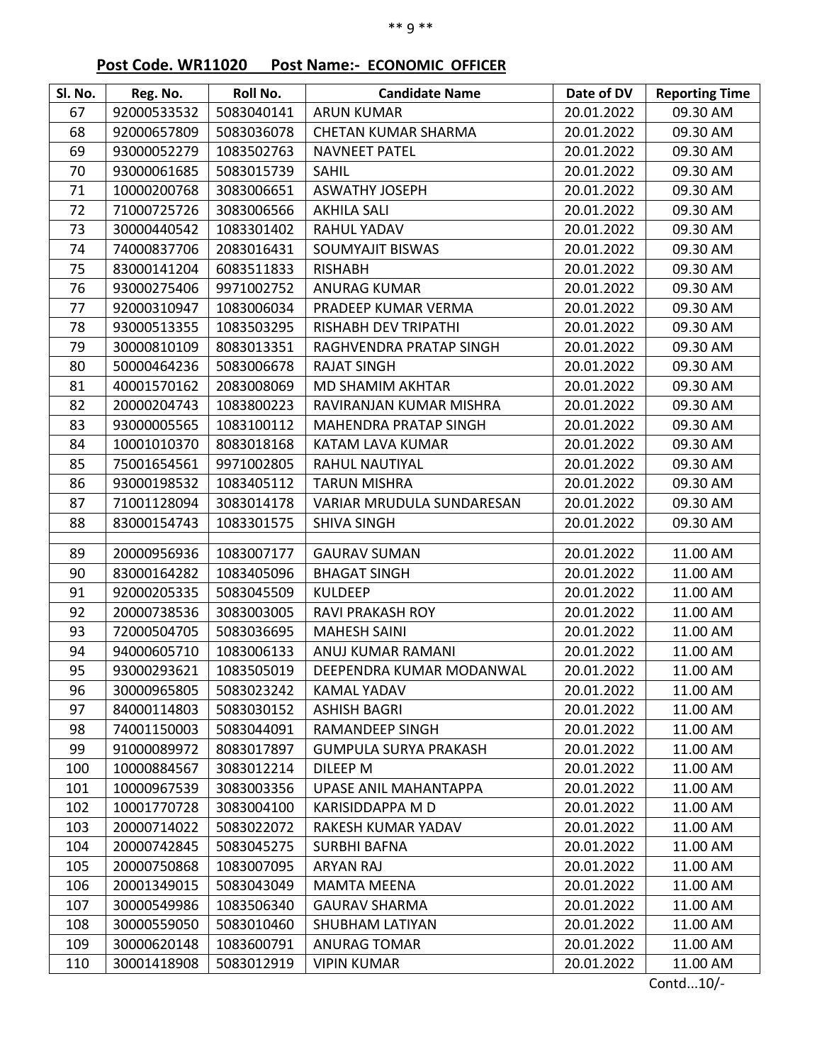**Post Code. WR11020 Post Name:- ECONOMIC OFFICER**

| Sl. No. | Reg. No. | Roll No. | Candidate Name | Date of DV | Reporting Time |
|---|---|---|---|---|---|
| 67 | 92000533532 | 5083040141 | ARUN KUMAR | 20.01.2022 | 09.30 AM |
| 68 | 92000657809 | 5083036078 | CHETAN KUMAR SHARMA | 20.01.2022 | 09.30 AM |
| 69 | 93000052279 | 1083502763 | NAVNEET PATEL | 20.01.2022 | 09.30 AM |
| 70 | 93000061685 | 5083015739 | SAHIL | 20.01.2022 | 09.30 AM |
| 71 | 10000200768 | 3083006651 | ASWATHY JOSEPH | 20.01.2022 | 09.30 AM |
| 72 | 71000725726 | 3083006566 | AKHILA SALI | 20.01.2022 | 09.30 AM |
| 73 | 30000440542 | 1083301402 | RAHUL YADAV | 20.01.2022 | 09.30 AM |
| 74 | 74000837706 | 2083016431 | SOUMYAJIT BISWAS | 20.01.2022 | 09.30 AM |
| 75 | 83000141204 | 6083511833 | RISHABH | 20.01.2022 | 09.30 AM |
| 76 | 93000275406 | 9971002752 | ANURAG KUMAR | 20.01.2022 | 09.30 AM |
| 77 | 92000310947 | 1083006034 | PRADEEP KUMAR VERMA | 20.01.2022 | 09.30 AM |
| 78 | 93000513355 | 1083503295 | RISHABH DEV TRIPATHI | 20.01.2022 | 09.30 AM |
| 79 | 30000810109 | 8083013351 | RAGHVENDRA PRATAP SINGH | 20.01.2022 | 09.30 AM |
| 80 | 50000464236 | 5083006678 | RAJAT SINGH | 20.01.2022 | 09.30 AM |
| 81 | 40001570162 | 2083008069 | MD SHAMIM AKHTAR | 20.01.2022 | 09.30 AM |
| 82 | 20000204743 | 1083800223 | RAVIRANJAN KUMAR MISHRA | 20.01.2022 | 09.30 AM |
| 83 | 93000005565 | 1083100112 | MAHENDRA PRATAP SINGH | 20.01.2022 | 09.30 AM |
| 84 | 10001010370 | 8083018168 | KATAM LAVA KUMAR | 20.01.2022 | 09.30 AM |
| 85 | 75001654561 | 9971002805 | RAHUL NAUTIYAL | 20.01.2022 | 09.30 AM |
| 86 | 93000198532 | 1083405112 | TARUN MISHRA | 20.01.2022 | 09.30 AM |
| 87 | 71001128094 | 3083014178 | VARIAR MRUDULA SUNDARESAN | 20.01.2022 | 09.30 AM |
| 88 | 83000154743 | 1083301575 | SHIVA SINGH | 20.01.2022 | 09.30 AM |
| | | | | | |
| 89 | 20000956936 | 1083007177 | GAURAV SUMAN | 20.01.2022 | 11.00 AM |
| 90 | 83000164282 | 1083405096 | BHAGAT SINGH | 20.01.2022 | 11.00 AM |
| 91 | 92000205335 | 5083045509 | KULDEEP | 20.01.2022 | 11.00 AM |
| 92 | 20000738536 | 3083003005 | RAVI PRAKASH ROY | 20.01.2022 | 11.00 AM |
| 93 | 72000504705 | 5083036695 | MAHESH SAINI | 20.01.2022 | 11.00 AM |
| 94 | 94000605710 | 1083006133 | ANUJ KUMAR RAMANI | 20.01.2022 | 11.00 AM |
| 95 | 93000293621 | 1083505019 | DEEPENDRA KUMAR MODANWAL | 20.01.2022 | 11.00 AM |
| 96 | 30000965805 | 5083023242 | KAMAL YADAV | 20.01.2022 | 11.00 AM |
| 97 | 84000114803 | 5083030152 | ASHISH BAGRI | 20.01.2022 | 11.00 AM |
| 98 | 74001150003 | 5083044091 | RAMANDEEP SINGH | 20.01.2022 | 11.00 AM |
| 99 | 91000089972 | 8083017897 | GUMPULA SURYA PRAKASH | 20.01.2022 | 11.00 AM |
| 100 | 10000884567 | 3083012214 | DILEEP M | 20.01.2022 | 11.00 AM |
| 101 | 10000967539 | 3083003356 | UPASE ANIL MAHANTAPPA | 20.01.2022 | 11.00 AM |
| 102 | 10001770728 | 3083004100 | KARISIDDAPPA M D | 20.01.2022 | 11.00 AM |
| 103 | 20000714022 | 5083022072 | RAKESH KUMAR YADAV | 20.01.2022 | 11.00 AM |
| 104 | 20000742845 | 5083045275 | SURBHI BAFNA | 20.01.2022 | 11.00 AM |
| 105 | 20000750868 | 1083007095 | ARYAN RAJ | 20.01.2022 | 11.00 AM |
| 106 | 20001349015 | 5083043049 | MAMTA MEENA | 20.01.2022 | 11.00 AM |
| 107 | 30000549986 | 1083506340 | GAURAV SHARMA | 20.01.2022 | 11.00 AM |
| 108 | 30000559050 | 5083010460 | SHUBHAM LATIYAN | 20.01.2022 | 11.00 AM |
| 109 | 30000620148 | 1083600791 | ANURAG TOMAR | 20.01.2022 | 11.00 AM |
| 110 | 30001418908 | 5083012919 | VIPIN KUMAR | 20.01.2022 | 11.00 AM |

Contd...10/-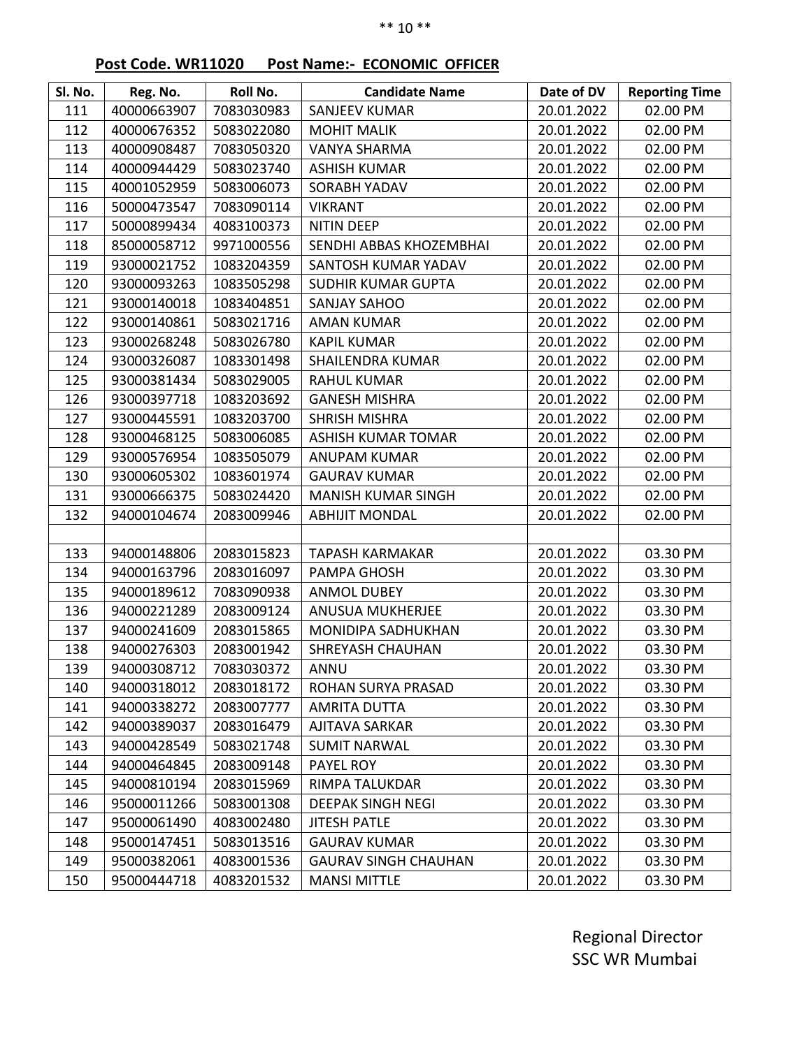**Post Code. WR11020 Post Name:- ECONOMIC OFFICER**

| Sl. No. | Reg. No. | Roll No. | Candidate Name | Date of DV | Reporting Time |
|---|---|---|---|---|---|
| 111 | 40000663907 | 7083030983 | SANJEEV KUMAR | 20.01.2022 | 02.00 PM |
| 112 | 40000676352 | 5083022080 | MOHIT MALIK | 20.01.2022 | 02.00 PM |
| 113 | 40000908487 | 7083050320 | VANYA SHARMA | 20.01.2022 | 02.00 PM |
| 114 | 40000944429 | 5083023740 | ASHISH KUMAR | 20.01.2022 | 02.00 PM |
| 115 | 40001052959 | 5083006073 | SORABH YADAV | 20.01.2022 | 02.00 PM |
| 116 | 50000473547 | 7083090114 | VIKRANT | 20.01.2022 | 02.00 PM |
| 117 | 50000899434 | 4083100373 | NITIN DEEP | 20.01.2022 | 02.00 PM |
| 118 | 85000058712 | 9971000556 | SENDHI ABBAS KHOZEMBHAI | 20.01.2022 | 02.00 PM |
| 119 | 93000021752 | 1083204359 | SANTOSH KUMAR YADAV | 20.01.2022 | 02.00 PM |
| 120 | 93000093263 | 1083505298 | SUDHIR KUMAR GUPTA | 20.01.2022 | 02.00 PM |
| 121 | 93000140018 | 1083404851 | SANJAY SAHOO | 20.01.2022 | 02.00 PM |
| 122 | 93000140861 | 5083021716 | AMAN KUMAR | 20.01.2022 | 02.00 PM |
| 123 | 93000268248 | 5083026780 | KAPIL KUMAR | 20.01.2022 | 02.00 PM |
| 124 | 93000326087 | 1083301498 | SHAILENDRA KUMAR | 20.01.2022 | 02.00 PM |
| 125 | 93000381434 | 5083029005 | RAHUL KUMAR | 20.01.2022 | 02.00 PM |
| 126 | 93000397718 | 1083203692 | GANESH MISHRA | 20.01.2022 | 02.00 PM |
| 127 | 93000445591 | 1083203700 | SHRISH MISHRA | 20.01.2022 | 02.00 PM |
| 128 | 93000468125 | 5083006085 | ASHISH KUMAR TOMAR | 20.01.2022 | 02.00 PM |
| 129 | 93000576954 | 1083505079 | ANUPAM KUMAR | 20.01.2022 | 02.00 PM |
| 130 | 93000605302 | 1083601974 | GAURAV KUMAR | 20.01.2022 | 02.00 PM |
| 131 | 93000666375 | 5083024420 | MANISH KUMAR SINGH | 20.01.2022 | 02.00 PM |
| 132 | 94000104674 | 2083009946 | ABHIJIT MONDAL | 20.01.2022 | 02.00 PM |
| | | | | | |
| 133 | 94000148806 | 2083015823 | TAPASH KARMAKAR | 20.01.2022 | 03.30 PM |
| 134 | 94000163796 | 2083016097 | PAMPA GHOSH | 20.01.2022 | 03.30 PM |
| 135 | 94000189612 | 7083090938 | ANMOL DUBEY | 20.01.2022 | 03.30 PM |
| 136 | 94000221289 | 2083009124 | ANUSUA MUKHERJEE | 20.01.2022 | 03.30 PM |
| 137 | 94000241609 | 2083015865 | MONIDIPA SADHUKHAN | 20.01.2022 | 03.30 PM |
| 138 | 94000276303 | 2083001942 | SHREYASH CHAUHAN | 20.01.2022 | 03.30 PM |
| 139 | 94000308712 | 7083030372 | ANNU | 20.01.2022 | 03.30 PM |
| 140 | 94000318012 | 2083018172 | ROHAN SURYA PRASAD | 20.01.2022 | 03.30 PM |
| 141 | 94000338272 | 2083007777 | AMRITA DUTTA | 20.01.2022 | 03.30 PM |
| 142 | 94000389037 | 2083016479 | AJITAVA SARKAR | 20.01.2022 | 03.30 PM |
| 143 | 94000428549 | 5083021748 | SUMIT NARWAL | 20.01.2022 | 03.30 PM |
| 144 | 94000464845 | 2083009148 | PAYEL ROY | 20.01.2022 | 03.30 PM |
| 145 | 94000810194 | 2083015969 | RIMPA TALUKDAR | 20.01.2022 | 03.30 PM |
| 146 | 95000011266 | 5083001308 | DEEPAK SINGH NEGI | 20.01.2022 | 03.30 PM |
| 147 | 95000061490 | 4083002480 | JITESH PATLE | 20.01.2022 | 03.30 PM |
| 148 | 95000147451 | 5083013516 | GAURAV KUMAR | 20.01.2022 | 03.30 PM |
| 149 | 95000382061 | 4083001536 | GAURAV SINGH CHAUHAN | 20.01.2022 | 03.30 PM |
| 150 | 95000444718 | 4083201532 | MANSI MITTLE | 20.01.2022 | 03.30 PM |

Regional Director
SSC WR Mumbai